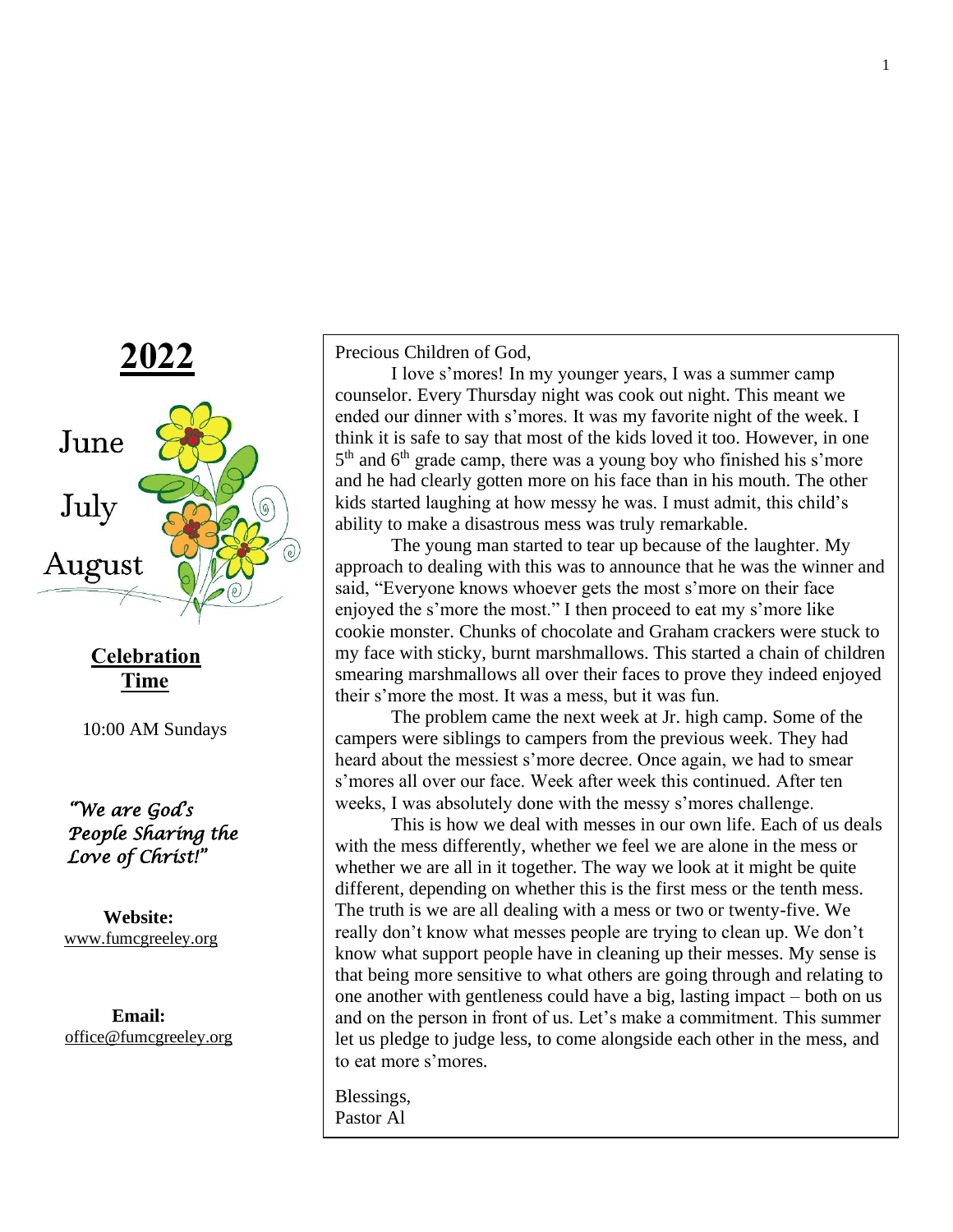# 2022

June

July

August

**Celebration Time**

10:00 AM Sundays

*"We are God's People Sharing the Love of Christ!"*

**Website:**
www.fumcgreeley.org

**Email:**
office@fumcgreeley.org

Precious Children of God,

I love s'mores! In my younger years, I was a summer camp counselor. Every Thursday night was cook out night. This meant we ended our dinner with s'mores. It was my favorite night of the week. I think it is safe to say that most of the kids loved it too. However, in one 5th and 6th grade camp, there was a young boy who finished his s'more and he had clearly gotten more on his face than in his mouth. The other kids started laughing at how messy he was. I must admit, this child's ability to make a disastrous mess was truly remarkable.

The young man started to tear up because of the laughter. My approach to dealing with this was to announce that he was the winner and said, "Everyone knows whoever gets the most s'more on their face enjoyed the s'more the most." I then proceed to eat my s'more like cookie monster. Chunks of chocolate and Graham crackers were stuck to my face with sticky, burnt marshmallows. This started a chain of children smearing marshmallows all over their faces to prove they indeed enjoyed their s'more the most. It was a mess, but it was fun.

The problem came the next week at Jr. high camp. Some of the campers were siblings to campers from the previous week. They had heard about the messiest s'more decree. Once again, we had to smear s'mores all over our face. Week after week this continued. After ten weeks, I was absolutely done with the messy s'mores challenge.

This is how we deal with messes in our own life. Each of us deals with the mess differently, whether we feel we are alone in the mess or whether we are all in it together. The way we look at it might be quite different, depending on whether this is the first mess or the tenth mess. The truth is we are all dealing with a mess or two or twenty-five. We really don't know what messes people are trying to clean up. We don't know what support people have in cleaning up their messes. My sense is that being more sensitive to what others are going through and relating to one another with gentleness could have a big, lasting impact – both on us and on the person in front of us. Let's make a commitment. This summer let us pledge to judge less, to come alongside each other in the mess, and to eat more s'mores.

Blessings,
Pastor Al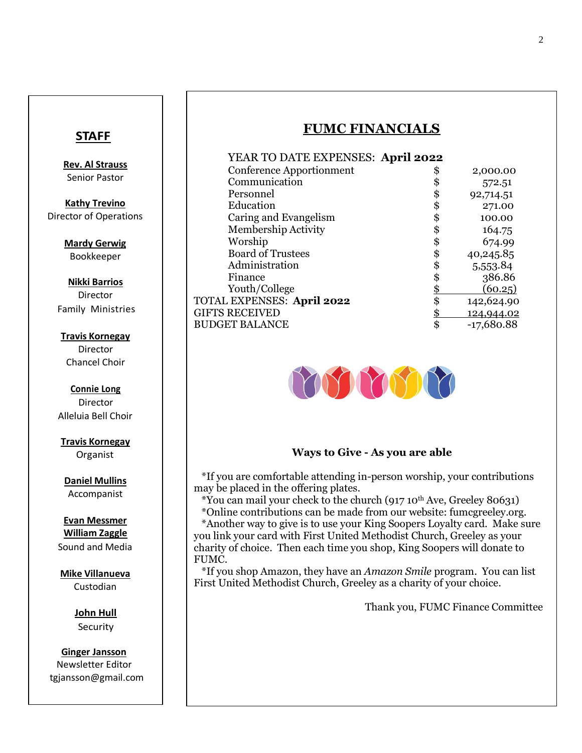## STAFF

**Rev. Al Strauss**
Senior Pastor

**Kathy Trevino**
Director of Operations

**Mardy Gerwig**
Bookkeeper

**Nikki Barrios**
Director
Family Ministries

**Travis Kornegay**
Director
Chancel Choir

**Connie Long**
Director
Alleluia Bell Choir

**Travis Kornegay**
Organist

**Daniel Mullins**
Accompanist

**Evan Messmer**
**William Zaggle**
Sound and Media

**Mike Villanueva**
Custodian

**John Hull**
Security

**Ginger Jansson**
Newsletter Editor
tgjansson@gmail.com

# FUMC FINANCIALS

| YEAR TO DATE EXPENSES: **April 2022** | | |
|---|---|---|
| Conference Apportionment | $ | 2,000.00 |
| Communication | $ | 572.51 |
| Personnel | $ | 92,714.51 |
| Education | $ | 271.00 |
| Caring and Evangelism | $ | 100.00 |
| Membership Activity | $ | 164.75 |
| Worship | $ | 674.99 |
| Board of Trustees | $ | 40,245.85 |
| Administration | $ | 5,553.84 |
| Finance | $ | 386.86 |
| Youth/College | $ | (60.25) |
| TOTAL EXPENSES: **April 2022** | $ | 142,624.90 |
| GIFTS RECEIVED | $ | 124,944.02 |
| BUDGET BALANCE | $ | -17,680.88 |

**Ways to Give - As you are able**

*If you are comfortable attending in-person worship, your contributions may be placed in the offering plates.

*You can mail your check to the church (917 10th Ave, Greeley 80631)

*Online contributions can be made from our website: fumcgreeley.org.

*Another way to give is to use your King Soopers Loyalty card. Make sure you link your card with First United Methodist Church, Greeley as your charity of choice. Then each time you shop, King Soopers will donate to FUMC.

*If you shop Amazon, they have an *Amazon Smile* program. You can list First United Methodist Church, Greeley as a charity of your choice.

Thank you, FUMC Finance Committee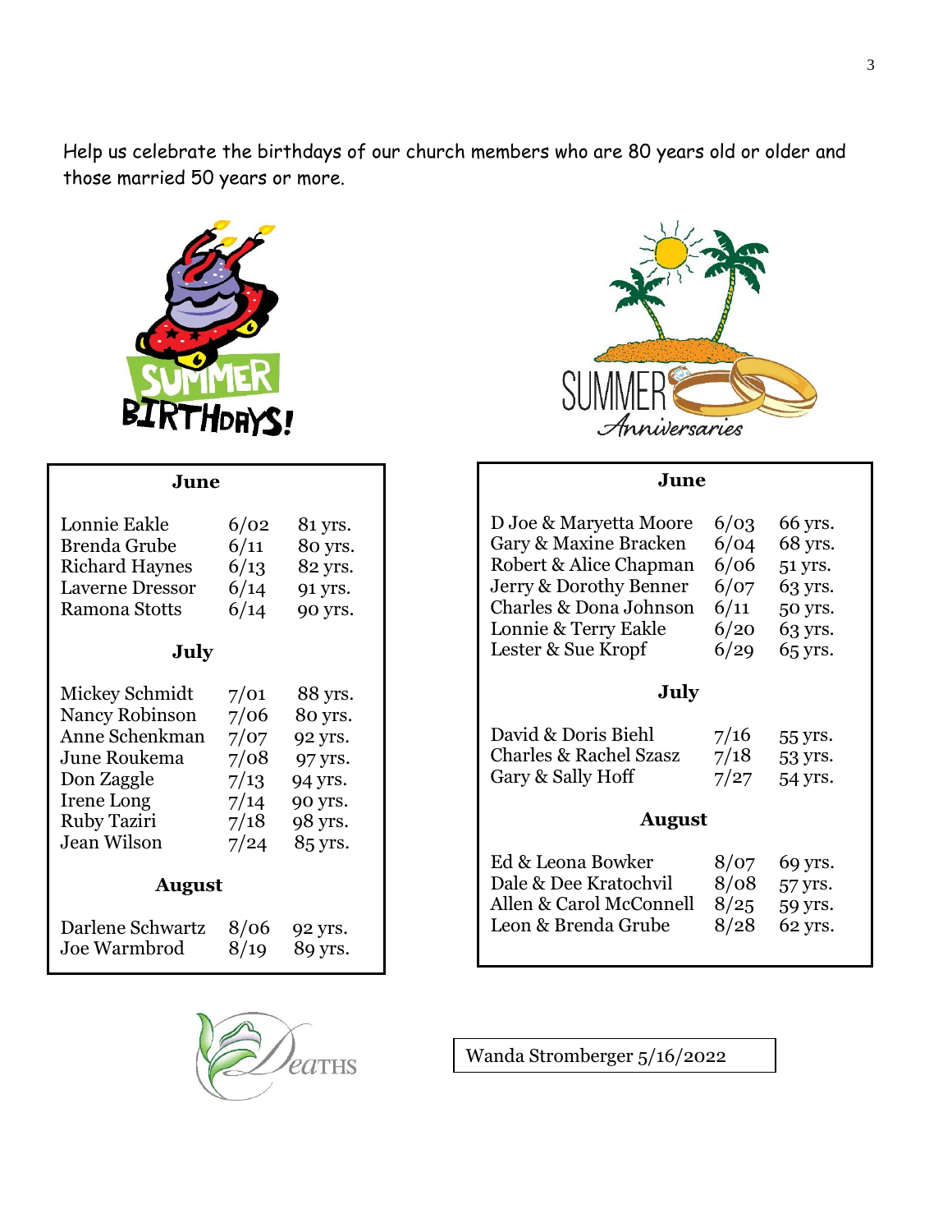Help us celebrate the birthdays of our church members who are 80 years old or older and those married 50 years or more.

## Summer Birthdays!

### June

| Name | Date | Age |
|---|---|---|
| Lonnie Eakle | 6/02 | 81 yrs. |
| Brenda Grube | 6/11 | 80 yrs. |
| Richard Haynes | 6/13 | 82 yrs. |
| Laverne Dressor | 6/14 | 91 yrs. |
| Ramona Stotts | 6/14 | 90 yrs. |

### July

| Name | Date | Age |
|---|---|---|
| Mickey Schmidt | 7/01 | 88 yrs. |
| Nancy Robinson | 7/06 | 80 yrs. |
| Anne Schenkman | 7/07 | 92 yrs. |
| June Roukema | 7/08 | 97 yrs. |
| Don Zaggle | 7/13 | 94 yrs. |
| Irene Long | 7/14 | 90 yrs. |
| Ruby Taziri | 7/18 | 98 yrs. |
| Jean Wilson | 7/24 | 85 yrs. |

### August

| Name | Date | Age |
|---|---|---|
| Darlene Schwartz | 8/06 | 92 yrs. |
| Joe Warmbrod | 8/19 | 89 yrs. |

## Summer Anniversaries

### June

| Names | Date | Years |
|---|---|---|
| D Joe & Maryetta Moore | 6/03 | 66 yrs. |
| Gary & Maxine Bracken | 6/04 | 68 yrs. |
| Robert & Alice Chapman | 6/06 | 51 yrs. |
| Jerry & Dorothy Benner | 6/07 | 63 yrs. |
| Charles & Dona Johnson | 6/11 | 50 yrs. |
| Lonnie & Terry Eakle | 6/20 | 63 yrs. |
| Lester & Sue Kropf | 6/29 | 65 yrs. |

### July

| Names | Date | Years |
|---|---|---|
| David & Doris Biehl | 7/16 | 55 yrs. |
| Charles & Rachel Szasz | 7/18 | 53 yrs. |
| Gary & Sally Hoff | 7/27 | 54 yrs. |

### August

| Names | Date | Years |
|---|---|---|
| Ed & Leona Bowker | 8/07 | 69 yrs. |
| Dale & Dee Kratochvil | 8/08 | 57 yrs. |
| Allen & Carol McConnell | 8/25 | 59 yrs. |
| Leon & Brenda Grube | 8/28 | 62 yrs. |

## Deaths

Wanda Stromberger 5/16/2022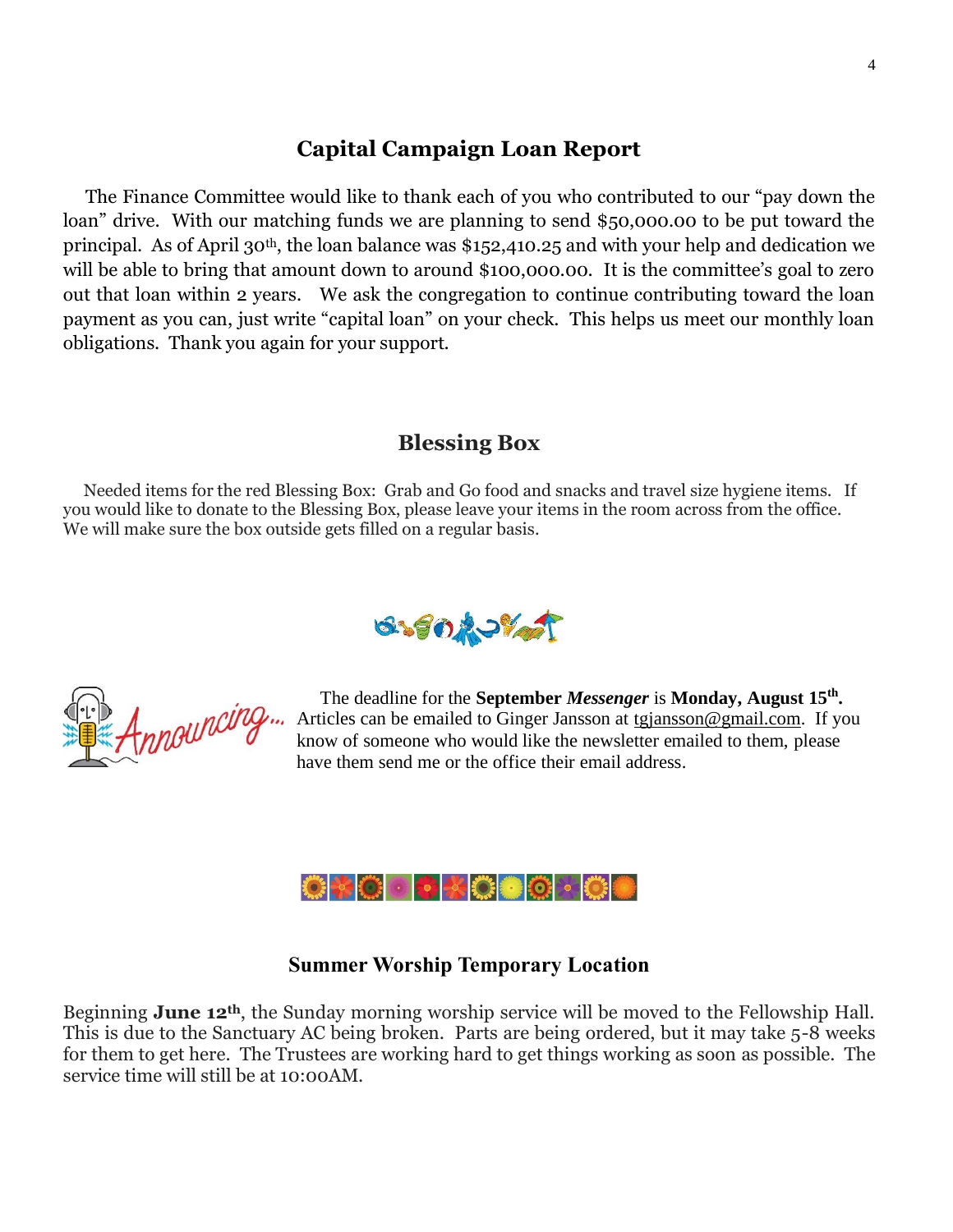## Capital Campaign Loan Report

The Finance Committee would like to thank each of you who contributed to our "pay down the loan" drive. With our matching funds we are planning to send $50,000.00 to be put toward the principal. As of April 30th, the loan balance was $152,410.25 and with your help and dedication we will be able to bring that amount down to around $100,000.00. It is the committee's goal to zero out that loan within 2 years. We ask the congregation to continue contributing toward the loan payment as you can, just write "capital loan" on your check. This helps us meet our monthly loan obligations. Thank you again for your support.

## Blessing Box

Needed items for the red Blessing Box: Grab and Go food and snacks and travel size hygiene items. If you would like to donate to the Blessing Box, please leave your items in the room across from the office. We will make sure the box outside gets filled on a regular basis.

Announcing...

The deadline for the **September *Messenger*** is **Monday, August 15th.** Articles can be emailed to Ginger Jansson at tgjansson@gmail.com. If you know of someone who would like the newsletter emailed to them, please have them send me or the office their email address.

## Summer Worship Temporary Location

Beginning **June 12th**, the Sunday morning worship service will be moved to the Fellowship Hall. This is due to the Sanctuary AC being broken. Parts are being ordered, but it may take 5-8 weeks for them to get here. The Trustees are working hard to get things working as soon as possible. The service time will still be at 10:00AM.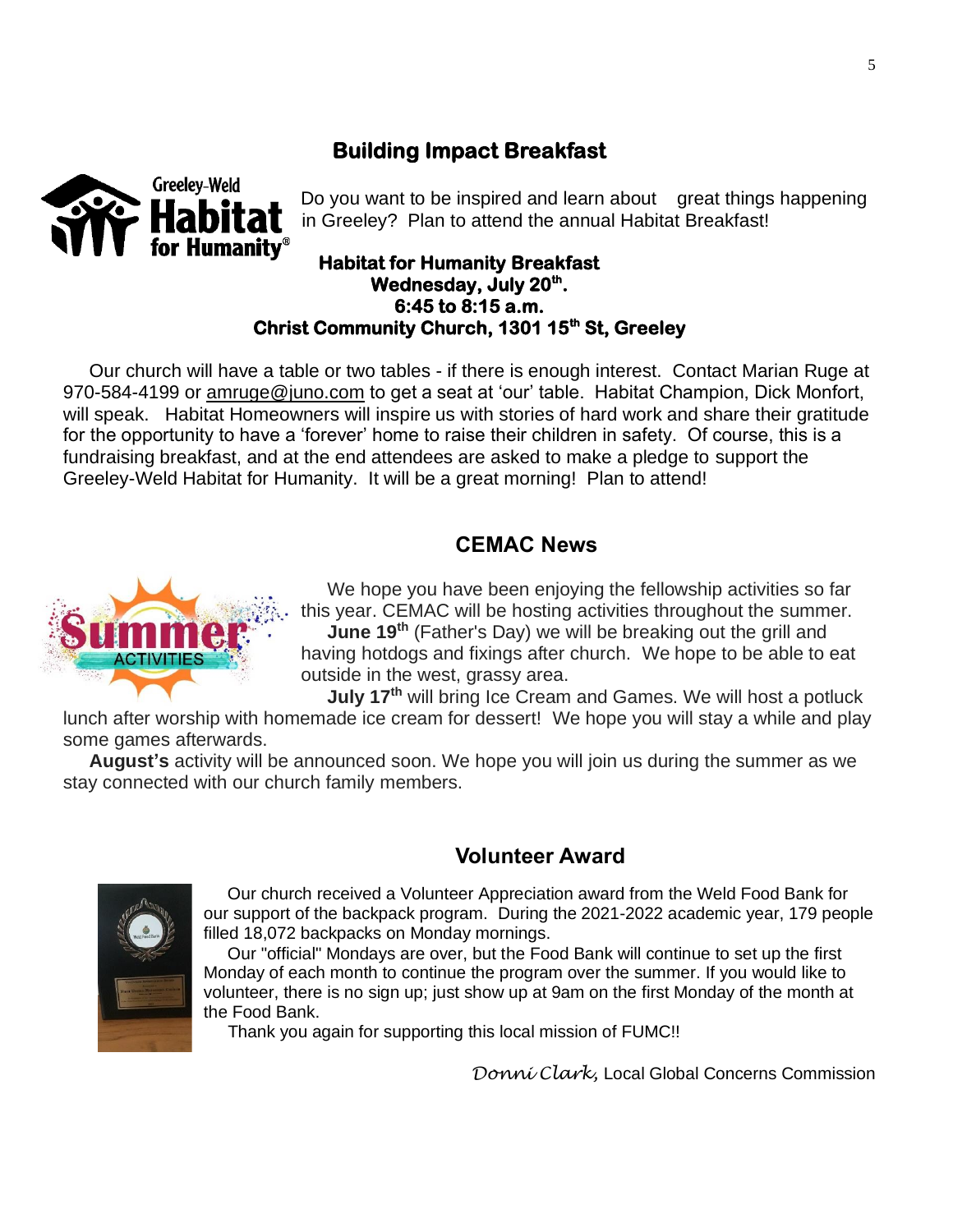## Building Impact Breakfast

Do you want to be inspired and learn about great things happening in Greeley? Plan to attend the annual Habitat Breakfast!

**Habitat for Humanity Breakfast**
**Wednesday, July 20th.**
**6:45 to 8:15 a.m.**
**Christ Community Church, 1301 15th St, Greeley**

Our church will have a table or two tables - if there is enough interest. Contact Marian Ruge at 970-584-4199 or amruge@juno.com to get a seat at 'our' table. Habitat Champion, Dick Monfort, will speak. Habitat Homeowners will inspire us with stories of hard work and share their gratitude for the opportunity to have a 'forever' home to raise their children in safety. Of course, this is a fundraising breakfast, and at the end attendees are asked to make a pledge to support the Greeley-Weld Habitat for Humanity. It will be a great morning! Plan to attend!

## CEMAC News

We hope you have been enjoying the fellowship activities so far this year. CEMAC will be hosting activities throughout the summer.

**June 19th** (Father's Day) we will be breaking out the grill and having hotdogs and fixings after church. We hope to be able to eat outside in the west, grassy area.

**July 17th** will bring Ice Cream and Games. We will host a potluck lunch after worship with homemade ice cream for dessert! We hope you will stay a while and play some games afterwards.

**August's** activity will be announced soon. We hope you will join us during the summer as we stay connected with our church family members.

## Volunteer Award

Our church received a Volunteer Appreciation award from the Weld Food Bank for our support of the backpack program. During the 2021-2022 academic year, 179 people filled 18,072 backpacks on Monday mornings.

Our "official" Mondays are over, but the Food Bank will continue to set up the first Monday of each month to continue the program over the summer. If you would like to volunteer, there is no sign up; just show up at 9am on the first Monday of the month at the Food Bank.

Thank you again for supporting this local mission of FUMC!!

*Donni Clark,* Local Global Concerns Commission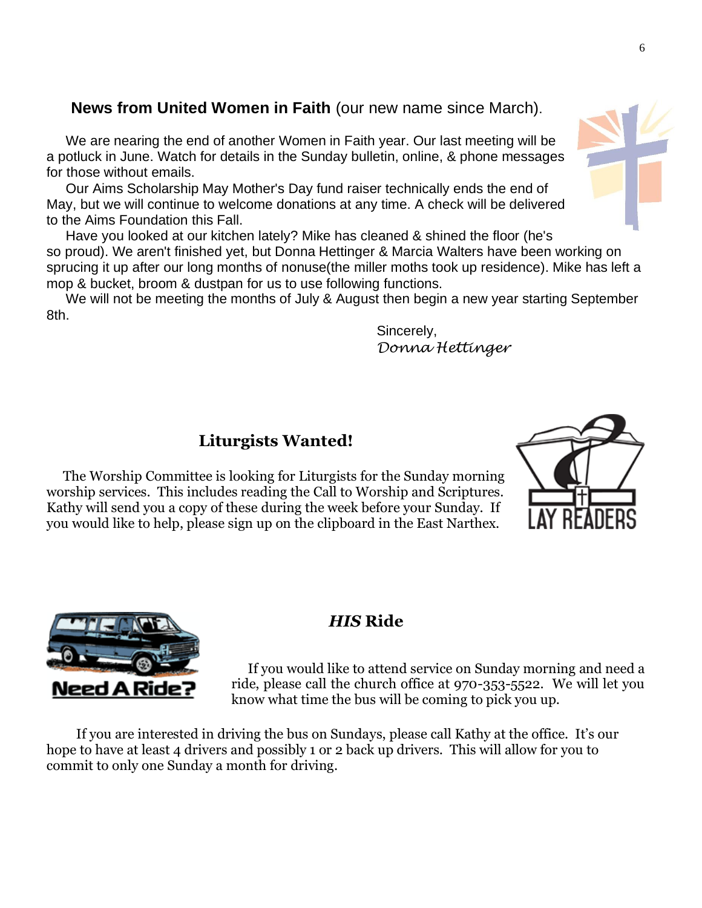## **News from United Women in Faith** (our new name since March).

We are nearing the end of another Women in Faith year. Our last meeting will be a potluck in June. Watch for details in the Sunday bulletin, online, & phone messages for those without emails.

Our Aims Scholarship May Mother's Day fund raiser technically ends the end of May, but we will continue to welcome donations at any time. A check will be delivered to the Aims Foundation this Fall.

Have you looked at our kitchen lately? Mike has cleaned & shined the floor (he's so proud). We aren't finished yet, but Donna Hettinger & Marcia Walters have been working on sprucing it up after our long months of nonuse(the miller moths took up residence). Mike has left a mop & bucket, broom & dustpan for us to use following functions.

We will not be meeting the months of July & August then begin a new year starting September 8th.

Sincerely,
*Donna Hettinger*

## Liturgists Wanted!

The Worship Committee is looking for Liturgists for the Sunday morning worship services. This includes reading the Call to Worship and Scriptures. Kathy will send you a copy of these during the week before your Sunday. If you would like to help, please sign up on the clipboard in the East Narthex.

LAY READERS

Need A Ride?

## *HIS* Ride

If you would like to attend service on Sunday morning and need a ride, please call the church office at 970-353-5522. We will let you know what time the bus will be coming to pick you up.

If you are interested in driving the bus on Sundays, please call Kathy at the office. It's our hope to have at least 4 drivers and possibly 1 or 2 back up drivers. This will allow for you to commit to only one Sunday a month for driving.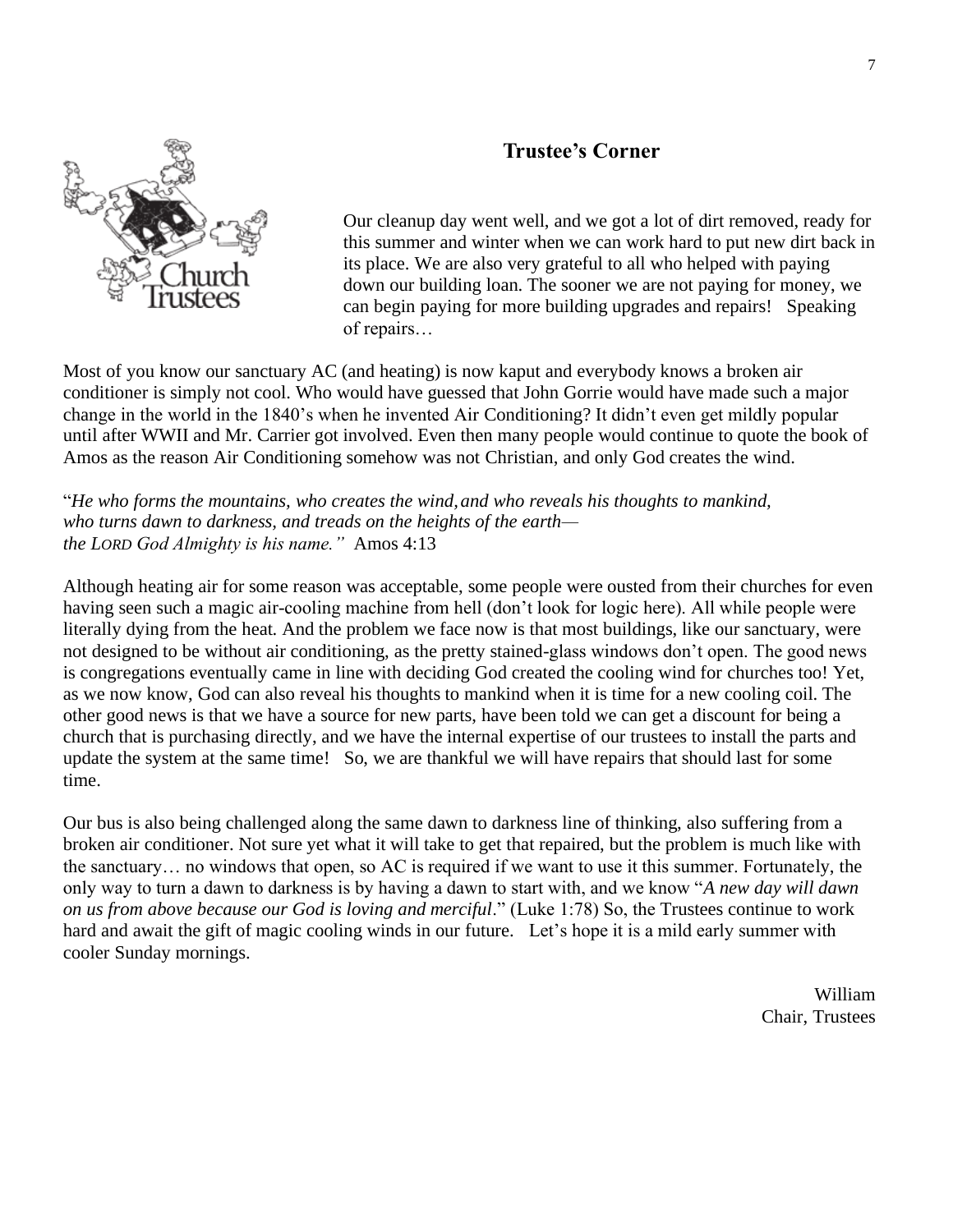## Trustee's Corner

Our cleanup day went well, and we got a lot of dirt removed, ready for this summer and winter when we can work hard to put new dirt back in its place. We are also very grateful to all who helped with paying down our building loan. The sooner we are not paying for money, we can begin paying for more building upgrades and repairs! Speaking of repairs…

Most of you know our sanctuary AC (and heating) is now kaput and everybody knows a broken air conditioner is simply not cool. Who would have guessed that John Gorrie would have made such a major change in the world in the 1840's when he invented Air Conditioning? It didn't even get mildly popular until after WWII and Mr. Carrier got involved. Even then many people would continue to quote the book of Amos as the reason Air Conditioning somehow was not Christian, and only God creates the wind.

"*He who forms the mountains, who creates the wind, and who reveals his thoughts to mankind, who turns dawn to darkness, and treads on the heights of the earth— the LORD God Almighty is his name."* Amos 4:13

Although heating air for some reason was acceptable, some people were ousted from their churches for even having seen such a magic air-cooling machine from hell (don't look for logic here). All while people were literally dying from the heat. And the problem we face now is that most buildings, like our sanctuary, were not designed to be without air conditioning, as the pretty stained-glass windows don't open. The good news is congregations eventually came in line with deciding God created the cooling wind for churches too! Yet, as we now know, God can also reveal his thoughts to mankind when it is time for a new cooling coil. The other good news is that we have a source for new parts, have been told we can get a discount for being a church that is purchasing directly, and we have the internal expertise of our trustees to install the parts and update the system at the same time! So, we are thankful we will have repairs that should last for some time.

Our bus is also being challenged along the same dawn to darkness line of thinking, also suffering from a broken air conditioner. Not sure yet what it will take to get that repaired, but the problem is much like with the sanctuary… no windows that open, so AC is required if we want to use it this summer. Fortunately, the only way to turn a dawn to darkness is by having a dawn to start with, and we know "*A new day will dawn on us from above because our God is loving and merciful*." (Luke 1:78) So, the Trustees continue to work hard and await the gift of magic cooling winds in our future. Let's hope it is a mild early summer with cooler Sunday mornings.

William
Chair, Trustees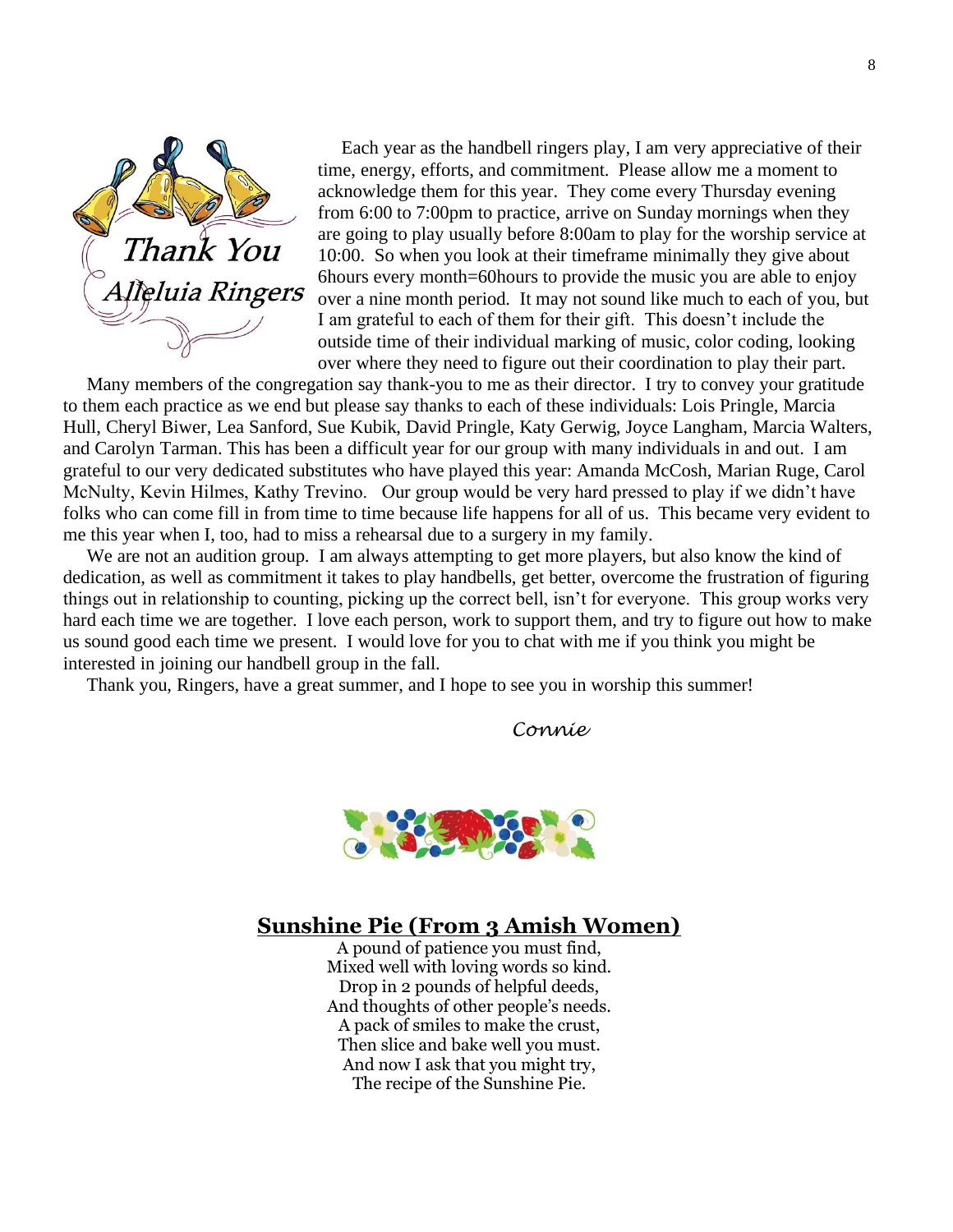## Thank You Alleluia Ringers

Each year as the handbell ringers play, I am very appreciative of their time, energy, efforts, and commitment. Please allow me a moment to acknowledge them for this year. They come every Thursday evening from 6:00 to 7:00pm to practice, arrive on Sunday mornings when they are going to play usually before 8:00am to play for the worship service at 10:00. So when you look at their timeframe minimally they give about 6hours every month=60hours to provide the music you are able to enjoy over a nine month period. It may not sound like much to each of you, but I am grateful to each of them for their gift. This doesn't include the outside time of their individual marking of music, color coding, looking over where they need to figure out their coordination to play their part.

Many members of the congregation say thank-you to me as their director. I try to convey your gratitude to them each practice as we end but please say thanks to each of these individuals: Lois Pringle, Marcia Hull, Cheryl Biwer, Lea Sanford, Sue Kubik, David Pringle, Katy Gerwig, Joyce Langham, Marcia Walters, and Carolyn Tarman. This has been a difficult year for our group with many individuals in and out. I am grateful to our very dedicated substitutes who have played this year: Amanda McCosh, Marian Ruge, Carol McNulty, Kevin Hilmes, Kathy Trevino. Our group would be very hard pressed to play if we didn't have folks who can come fill in from time to time because life happens for all of us. This became very evident to me this year when I, too, had to miss a rehearsal due to a surgery in my family.

We are not an audition group. I am always attempting to get more players, but also know the kind of dedication, as well as commitment it takes to play handbells, get better, overcome the frustration of figuring things out in relationship to counting, picking up the correct bell, isn't for everyone. This group works very hard each time we are together. I love each person, work to support them, and try to figure out how to make us sound good each time we present. I would love for you to chat with me if you think you might be interested in joining our handbell group in the fall.

Thank you, Ringers, have a great summer, and I hope to see you in worship this summer!

*Connie*

## **Sunshine Pie (From 3 Amish Women)**

A pound of patience you must find,  
Mixed well with loving words so kind.  
Drop in 2 pounds of helpful deeds,  
And thoughts of other people's needs.  
A pack of smiles to make the crust,  
Then slice and bake well you must.  
And now I ask that you might try,  
The recipe of the Sunshine Pie.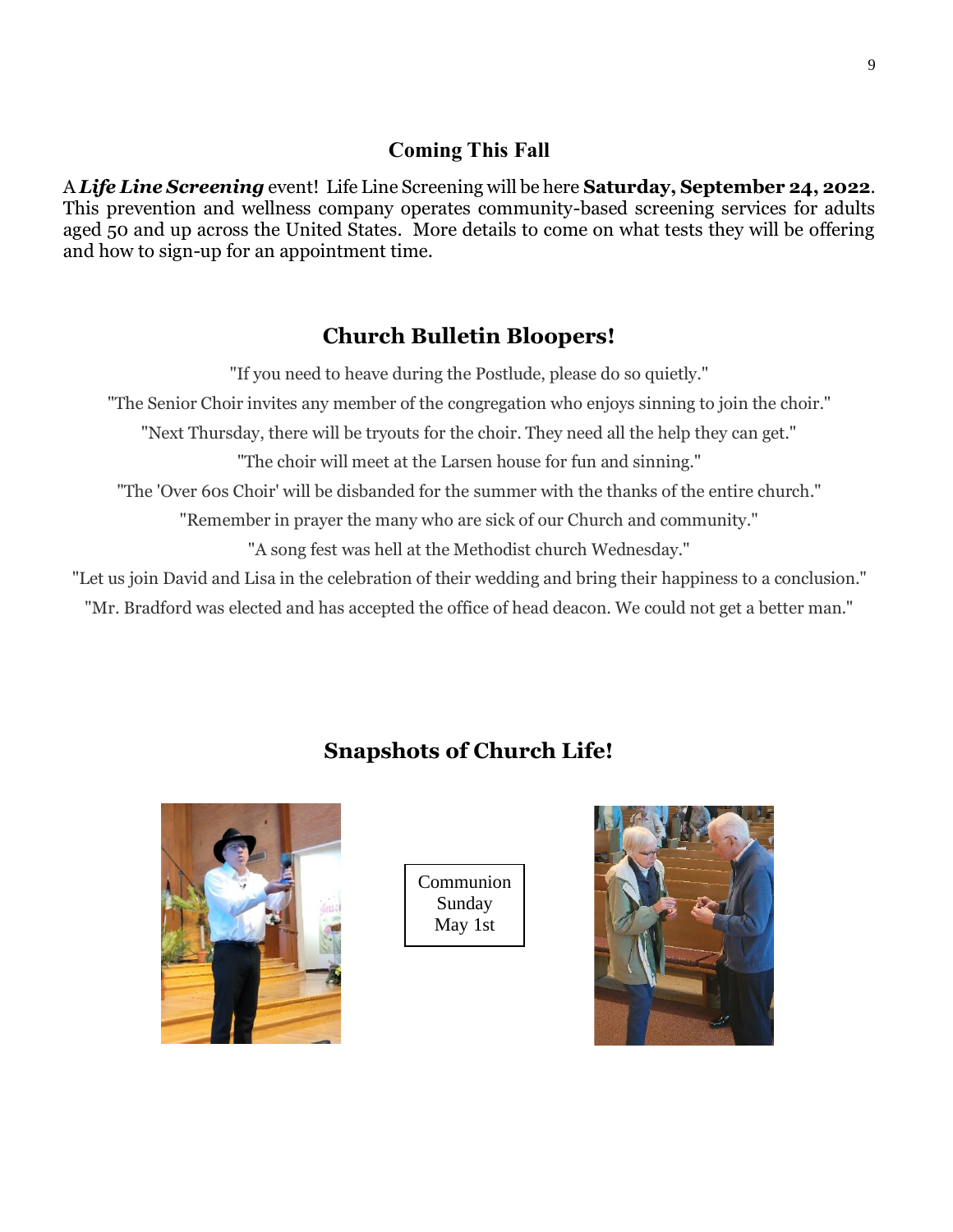## Coming This Fall

A ***Life Line Screening*** event! Life Line Screening will be here **Saturday, September 24, 2022**. This prevention and wellness company operates community-based screening services for adults aged 50 and up across the United States. More details to come on what tests they will be offering and how to sign-up for an appointment time.

## Church Bulletin Bloopers!

"If you need to heave during the Postlude, please do so quietly."

"The Senior Choir invites any member of the congregation who enjoys sinning to join the choir."

"Next Thursday, there will be tryouts for the choir. They need all the help they can get."

"The choir will meet at the Larsen house for fun and sinning."

"The 'Over 60s Choir' will be disbanded for the summer with the thanks of the entire church."

"Remember in prayer the many who are sick of our Church and community."

"A song fest was hell at the Methodist church Wednesday."

"Let us join David and Lisa in the celebration of their wedding and bring their happiness to a conclusion."

"Mr. Bradford was elected and has accepted the office of head deacon. We could not get a better man."

## Snapshots of Church Life!

Communion Sunday May 1st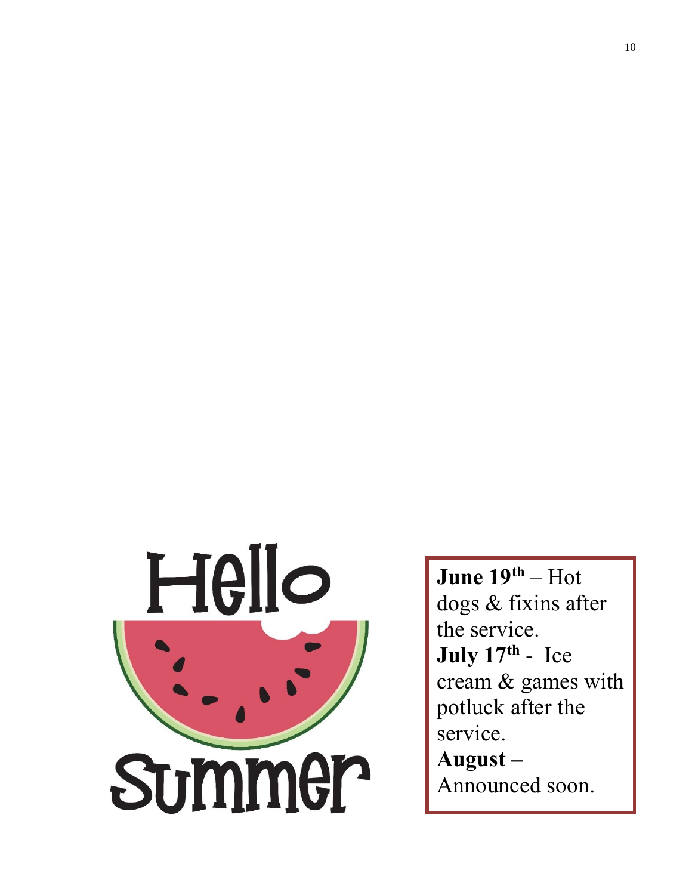Hello Summer

**June 19th** – Hot dogs & fixins after the service.
**July 17th** - Ice cream & games with potluck after the service.
**August –** Announced soon.